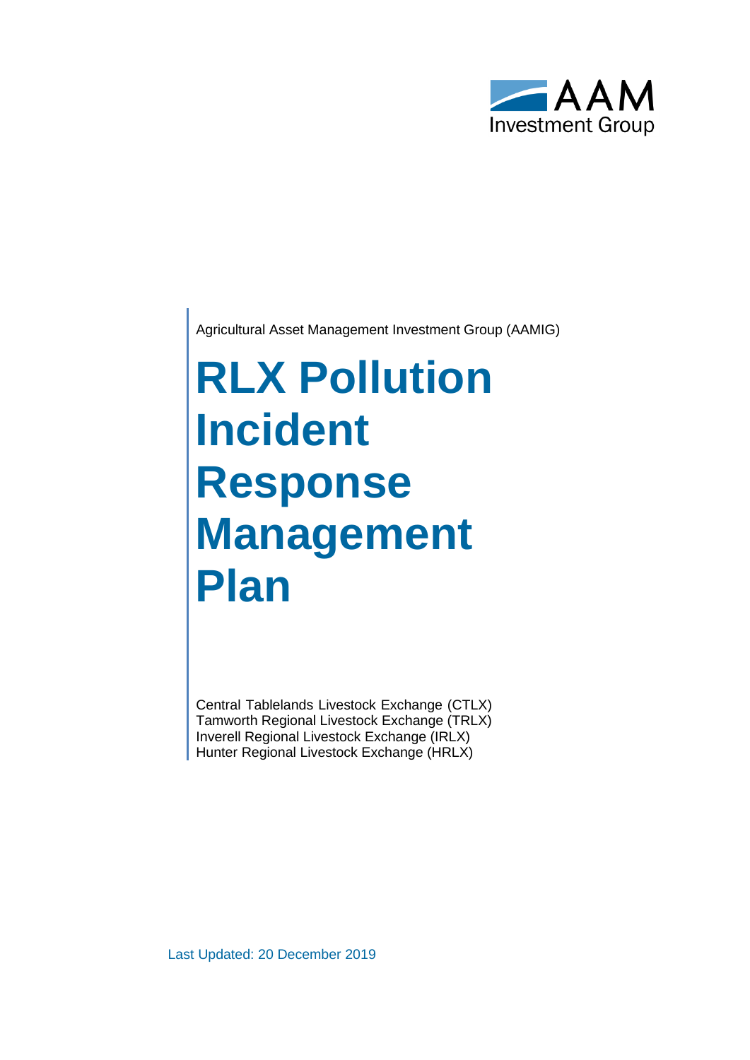AAM
Investment Group

Agricultural Asset Management Investment Group (AAMIG)

# RLX Pollution Incident Response Management Plan

Central Tablelands Livestock Exchange (CTLX)
Tamworth Regional Livestock Exchange (TRLX)
Inverell Regional Livestock Exchange (IRLX)
Hunter Regional Livestock Exchange (HRLX)

Last Updated: 20 December 2019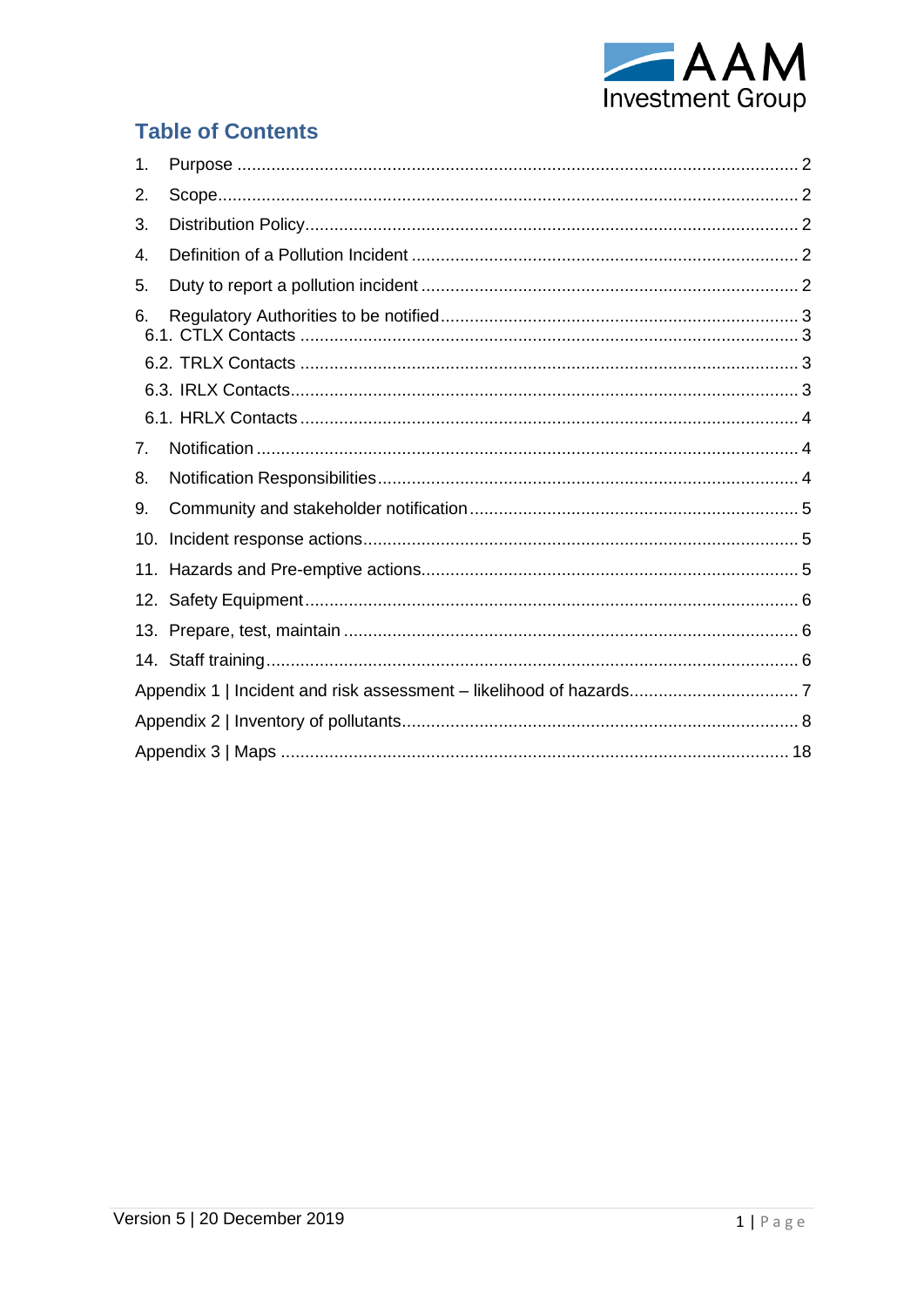## Table of Contents

1. Purpose ........ 2
2. Scope ........ 2
3. Distribution Policy ........ 2
4. Definition of a Pollution Incident ........ 2
5. Duty to report a pollution incident ........ 2
6. Regulatory Authorities to be notified ........ 3
   - 6.1. CTLX Contacts ........ 3
   - 6.2. TRLX Contacts ........ 3
   - 6.3. IRLX Contacts ........ 3
   - 6.1. HRLX Contacts ........ 4
7. Notification ........ 4
8. Notification Responsibilities ........ 4
9. Community and stakeholder notification ........ 5
10. Incident response actions ........ 5
11. Hazards and Pre-emptive actions ........ 5
12. Safety Equipment ........ 6
13. Prepare, test, maintain ........ 6
14. Staff training ........ 6

Appendix 1 | Incident and risk assessment – likelihood of hazards ........ 7

Appendix 2 | Inventory of pollutants ........ 8

Appendix 3 | Maps ........ 18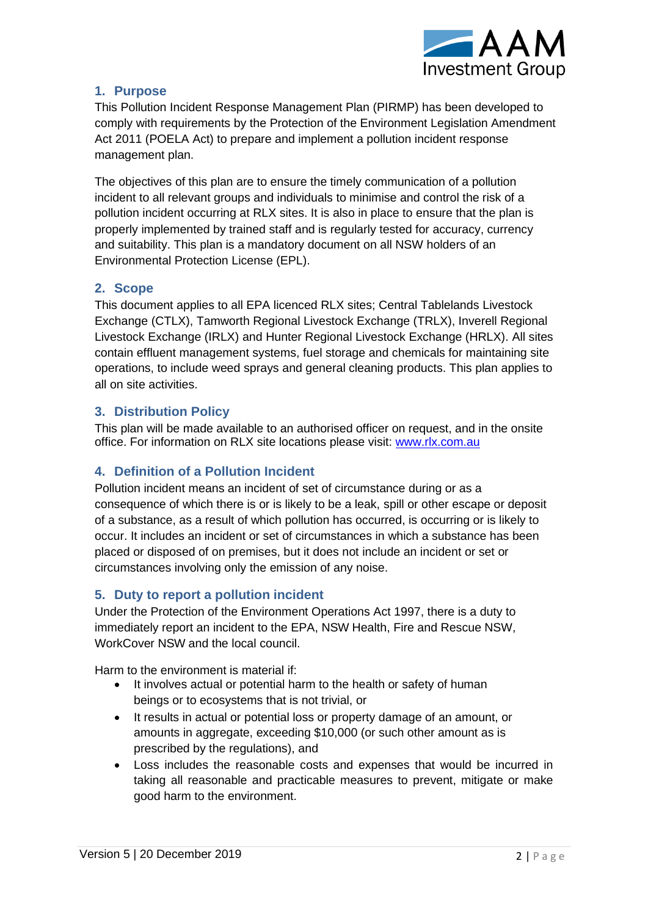## 1. Purpose

This Pollution Incident Response Management Plan (PIRMP) has been developed to comply with requirements by the Protection of the Environment Legislation Amendment Act 2011 (POELA Act) to prepare and implement a pollution incident response management plan.

The objectives of this plan are to ensure the timely communication of a pollution incident to all relevant groups and individuals to minimise and control the risk of a pollution incident occurring at RLX sites. It is also in place to ensure that the plan is properly implemented by trained staff and is regularly tested for accuracy, currency and suitability. This plan is a mandatory document on all NSW holders of an Environmental Protection License (EPL).

## 2. Scope

This document applies to all EPA licenced RLX sites; Central Tablelands Livestock Exchange (CTLX), Tamworth Regional Livestock Exchange (TRLX), Inverell Regional Livestock Exchange (IRLX) and Hunter Regional Livestock Exchange (HRLX). All sites contain effluent management systems, fuel storage and chemicals for maintaining site operations, to include weed sprays and general cleaning products. This plan applies to all on site activities.

## 3. Distribution Policy

This plan will be made available to an authorised officer on request, and in the onsite office. For information on RLX site locations please visit: [www.rlx.com.au](http://www.rlx.com.au)

## 4. Definition of a Pollution Incident

Pollution incident means an incident of set of circumstance during or as a consequence of which there is or is likely to be a leak, spill or other escape or deposit of a substance, as a result of which pollution has occurred, is occurring or is likely to occur. It includes an incident or set of circumstances in which a substance has been placed or disposed of on premises, but it does not include an incident or set or circumstances involving only the emission of any noise.

## 5. Duty to report a pollution incident

Under the Protection of the Environment Operations Act 1997, there is a duty to immediately report an incident to the EPA, NSW Health, Fire and Rescue NSW, WorkCover NSW and the local council.

Harm to the environment is material if:

- It involves actual or potential harm to the health or safety of human beings or to ecosystems that is not trivial, or
- It results in actual or potential loss or property damage of an amount, or amounts in aggregate, exceeding $10,000 (or such other amount as is prescribed by the regulations), and
- Loss includes the reasonable costs and expenses that would be incurred in taking all reasonable and practicable measures to prevent, mitigate or make good harm to the environment.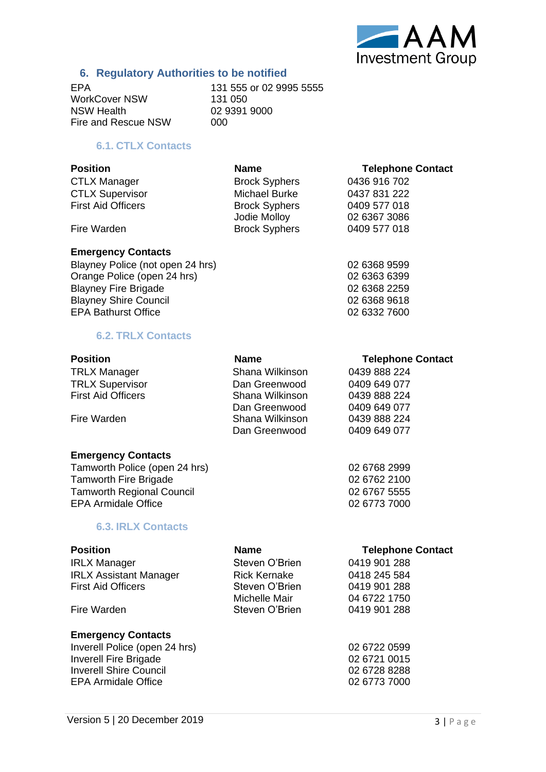## 6. Regulatory Authorities to be notified

| | |
|---|---|
| EPA | 131 555 or 02 9995 5555 |
| WorkCover NSW | 131 050 |
| NSW Health | 02 9391 9000 |
| Fire and Rescue NSW | 000 |

### 6.1. CTLX Contacts

| Position | Name | Telephone Contact |
|---|---|---|
| CTLX Manager | Brock Syphers | 0436 916 702 |
| CTLX Supervisor | Michael Burke | 0437 831 222 |
| First Aid Officers | Brock Syphers | 0409 577 018 |
| | Jodie Molloy | 02 6367 3086 |
| Fire Warden | Brock Syphers | 0409 577 018 |

**Emergency Contacts**

| | |
|---|---|
| Blayney Police (not open 24 hrs) | 02 6368 9599 |
| Orange Police (open 24 hrs) | 02 6363 6399 |
| Blayney Fire Brigade | 02 6368 2259 |
| Blayney Shire Council | 02 6368 9618 |
| EPA Bathurst Office | 02 6332 7600 |

### 6.2. TRLX Contacts

| Position | Name | Telephone Contact |
|---|---|---|
| TRLX Manager | Shana Wilkinson | 0439 888 224 |
| TRLX Supervisor | Dan Greenwood | 0409 649 077 |
| First Aid Officers | Shana Wilkinson | 0439 888 224 |
| | Dan Greenwood | 0409 649 077 |
| Fire Warden | Shana Wilkinson | 0439 888 224 |
| | Dan Greenwood | 0409 649 077 |

**Emergency Contacts**

| | |
|---|---|
| Tamworth Police (open 24 hrs) | 02 6768 2999 |
| Tamworth Fire Brigade | 02 6762 2100 |
| Tamworth Regional Council | 02 6767 5555 |
| EPA Armidale Office | 02 6773 7000 |

### 6.3. IRLX Contacts

| Position | Name | Telephone Contact |
|---|---|---|
| IRLX Manager | Steven O'Brien | 0419 901 288 |
| IRLX Assistant Manager | Rick Kernake | 0418 245 584 |
| First Aid Officers | Steven O'Brien | 0419 901 288 |
| | Michelle Mair | 04 6722 1750 |
| Fire Warden | Steven O'Brien | 0419 901 288 |

**Emergency Contacts**

| | |
|---|---|
| Inverell Police (open 24 hrs) | 02 6722 0599 |
| Inverell Fire Brigade | 02 6721 0015 |
| Inverell Shire Council | 02 6728 8288 |
| EPA Armidale Office | 02 6773 7000 |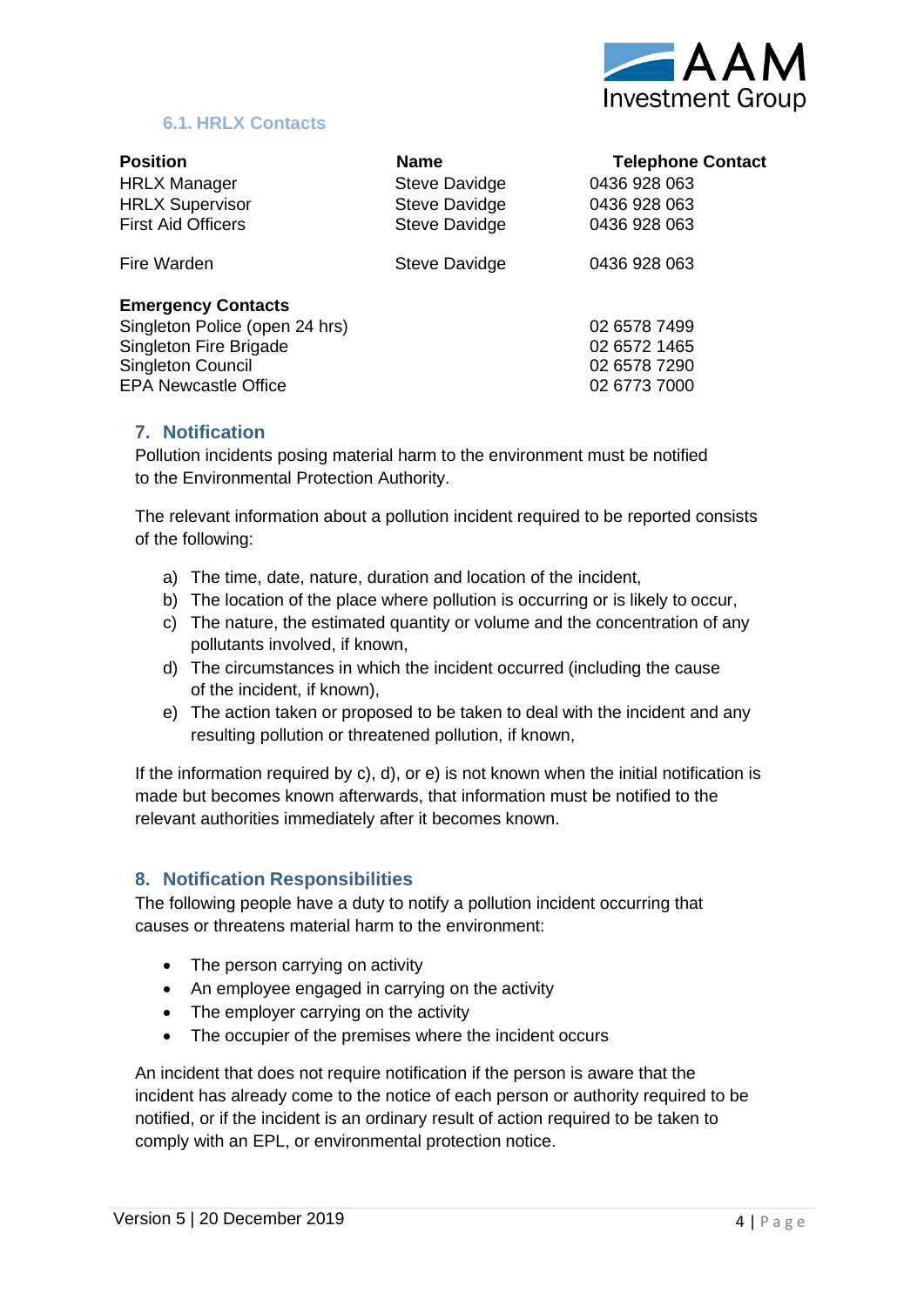### 6.1. HRLX Contacts

| Position | Name | Telephone Contact |
|---|---|---|
| HRLX Manager | Steve Davidge | 0436 928 063 |
| HRLX Supervisor | Steve Davidge | 0436 928 063 |
| First Aid Officers | Steve Davidge | 0436 928 063 |
| Fire Warden | Steve Davidge | 0436 928 063 |
| **Emergency Contacts** | | |
| Singleton Police (open 24 hrs) | | 02 6578 7499 |
| Singleton Fire Brigade | | 02 6572 1465 |
| Singleton Council | | 02 6578 7290 |
| EPA Newcastle Office | | 02 6773 7000 |

## 7. Notification

Pollution incidents posing material harm to the environment must be notified to the Environmental Protection Authority.

The relevant information about a pollution incident required to be reported consists of the following:

a) The time, date, nature, duration and location of the incident,
b) The location of the place where pollution is occurring or is likely to occur,
c) The nature, the estimated quantity or volume and the concentration of any pollutants involved, if known,
d) The circumstances in which the incident occurred (including the cause of the incident, if known),
e) The action taken or proposed to be taken to deal with the incident and any resulting pollution or threatened pollution, if known,

If the information required by c), d), or e) is not known when the initial notification is made but becomes known afterwards, that information must be notified to the relevant authorities immediately after it becomes known.

## 8. Notification Responsibilities

The following people have a duty to notify a pollution incident occurring that causes or threatens material harm to the environment:

- The person carrying on activity
- An employee engaged in carrying on the activity
- The employer carrying on the activity
- The occupier of the premises where the incident occurs

An incident that does not require notification if the person is aware that the incident has already come to the notice of each person or authority required to be notified, or if the incident is an ordinary result of action required to be taken to comply with an EPL, or environmental protection notice.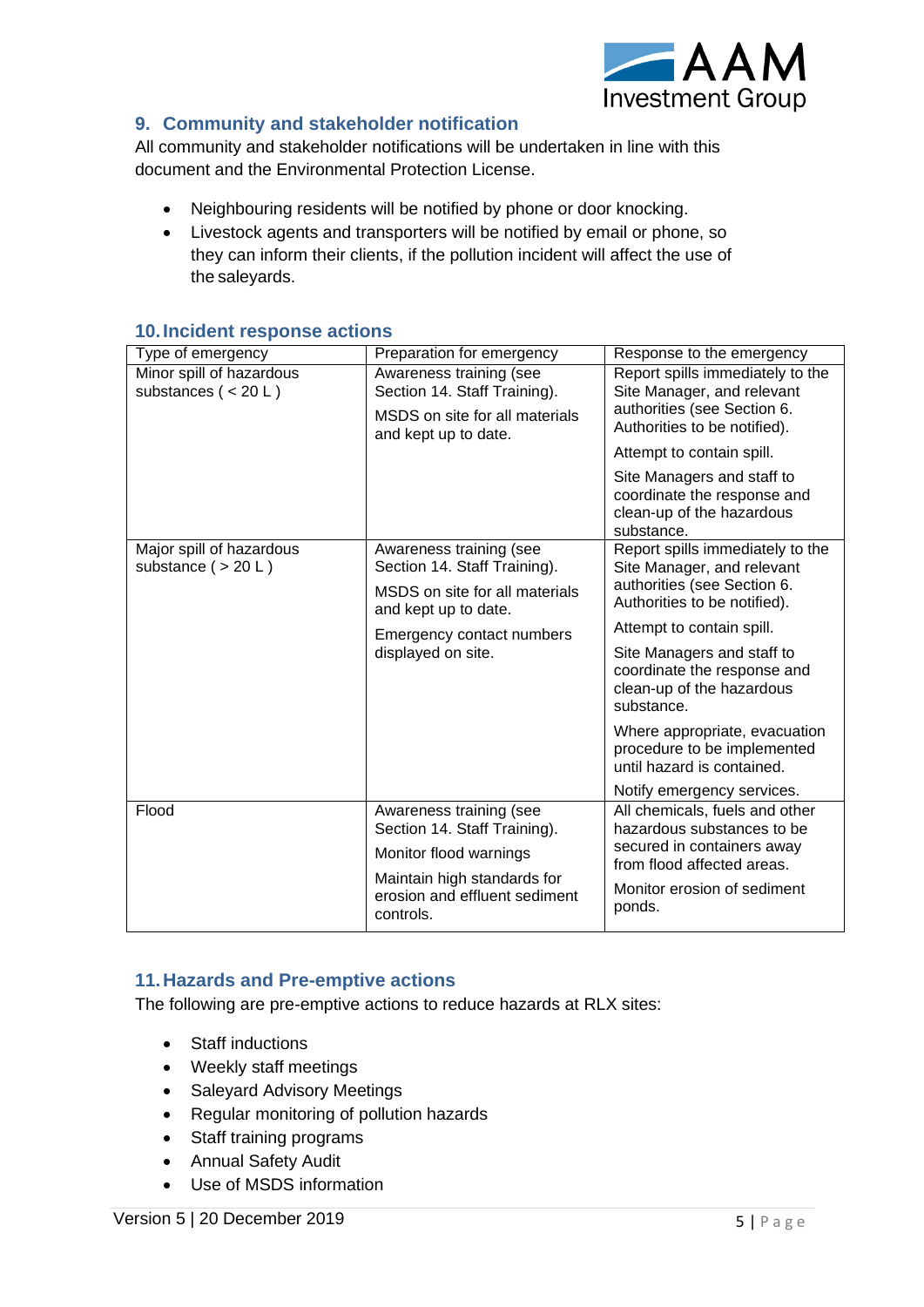## 9. Community and stakeholder notification

All community and stakeholder notifications will be undertaken in line with this document and the Environmental Protection License.

- Neighbouring residents will be notified by phone or door knocking.
- Livestock agents and transporters will be notified by email or phone, so they can inform their clients, if the pollution incident will affect the use of the saleyards.

## 10. Incident response actions

| Type of emergency | Preparation for emergency | Response to the emergency |
|---|---|---|
| Minor spill of hazardous substances ( < 20 L ) | Awareness training (see Section 14. Staff Training).<br><br>MSDS on site for all materials and kept up to date. | Report spills immediately to the Site Manager, and relevant authorities (see Section 6. Authorities to be notified).<br><br>Attempt to contain spill.<br><br>Site Managers and staff to coordinate the response and clean-up of the hazardous substance. |
| Major spill of hazardous substance ( > 20 L ) | Awareness training (see Section 14. Staff Training).<br><br>MSDS on site for all materials and kept up to date.<br><br>Emergency contact numbers displayed on site. | Report spills immediately to the Site Manager, and relevant authorities (see Section 6. Authorities to be notified).<br><br>Attempt to contain spill.<br><br>Site Managers and staff to coordinate the response and clean-up of the hazardous substance.<br><br>Where appropriate, evacuation procedure to be implemented until hazard is contained.<br><br>Notify emergency services. |
| Flood | Awareness training (see Section 14. Staff Training).<br><br>Monitor flood warnings<br><br>Maintain high standards for erosion and effluent sediment controls. | All chemicals, fuels and other hazardous substances to be secured in containers away from flood affected areas.<br><br>Monitor erosion of sediment ponds. |

## 11. Hazards and Pre-emptive actions

The following are pre-emptive actions to reduce hazards at RLX sites:

- Staff inductions
- Weekly staff meetings
- Saleyard Advisory Meetings
- Regular monitoring of pollution hazards
- Staff training programs
- Annual Safety Audit
- Use of MSDS information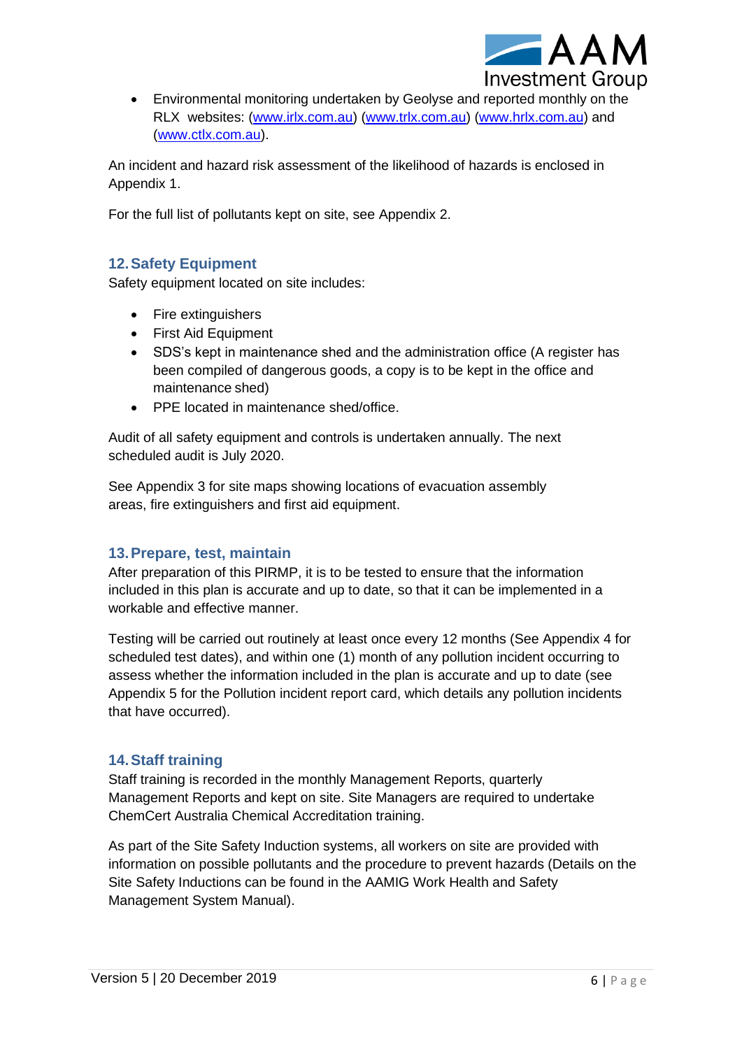- Environmental monitoring undertaken by Geolyse and reported monthly on the RLX websites: (www.irlx.com.au) (www.trlx.com.au) (www.hrlx.com.au) and (www.ctlx.com.au).

An incident and hazard risk assessment of the likelihood of hazards is enclosed in Appendix 1.

For the full list of pollutants kept on site, see Appendix 2.

## 12. Safety Equipment

Safety equipment located on site includes:

- Fire extinguishers
- First Aid Equipment
- SDS's kept in maintenance shed and the administration office (A register has been compiled of dangerous goods, a copy is to be kept in the office and maintenance shed)
- PPE located in maintenance shed/office.

Audit of all safety equipment and controls is undertaken annually. The next scheduled audit is July 2020.

See Appendix 3 for site maps showing locations of evacuation assembly areas, fire extinguishers and first aid equipment.

## 13. Prepare, test, maintain

After preparation of this PIRMP, it is to be tested to ensure that the information included in this plan is accurate and up to date, so that it can be implemented in a workable and effective manner.

Testing will be carried out routinely at least once every 12 months (See Appendix 4 for scheduled test dates), and within one (1) month of any pollution incident occurring to assess whether the information included in the plan is accurate and up to date (see Appendix 5 for the Pollution incident report card, which details any pollution incidents that have occurred).

## 14. Staff training

Staff training is recorded in the monthly Management Reports, quarterly Management Reports and kept on site. Site Managers are required to undertake ChemCert Australia Chemical Accreditation training.

As part of the Site Safety Induction systems, all workers on site are provided with information on possible pollutants and the procedure to prevent hazards (Details on the Site Safety Inductions can be found in the AAMIG Work Health and Safety Management System Manual).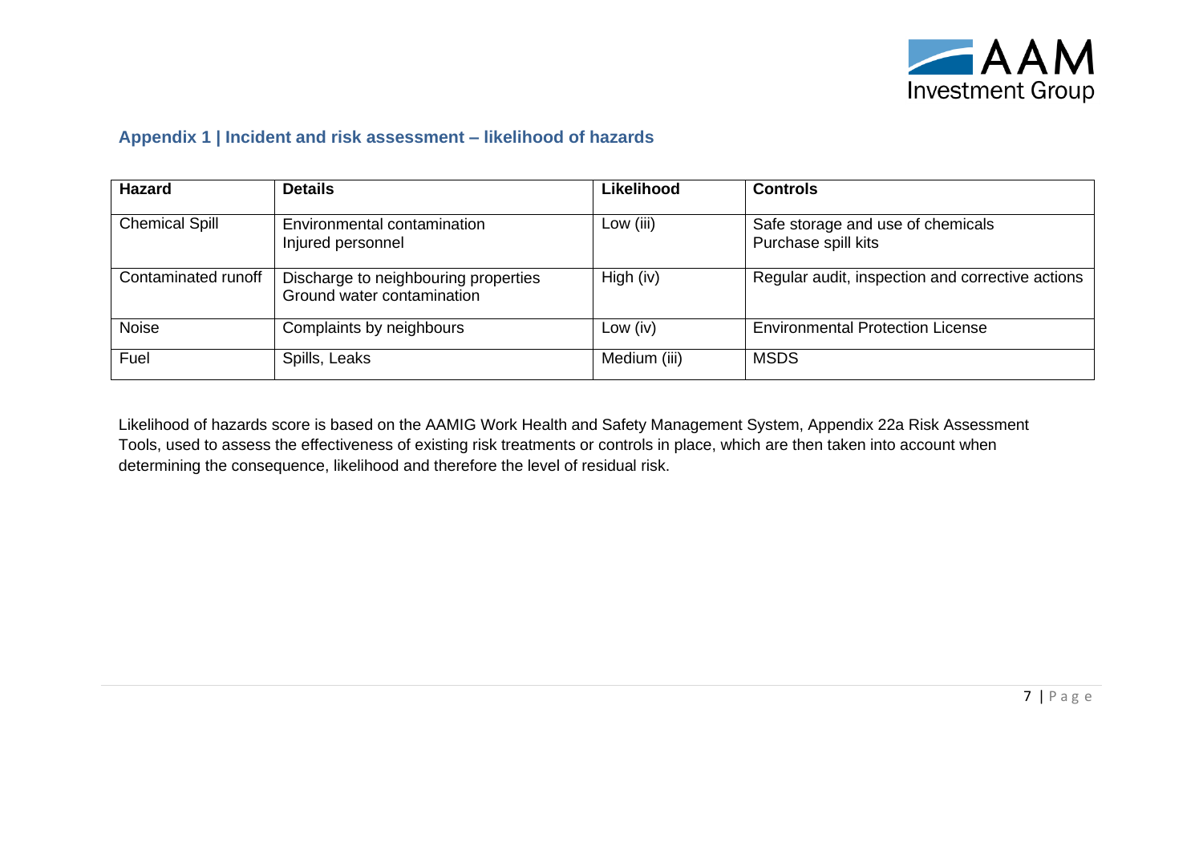## Appendix 1 | Incident and risk assessment – likelihood of hazards

| Hazard | Details | Likelihood | Controls |
|---|---|---|---|
| Chemical Spill | Environmental contamination<br>Injured personnel | Low (iii) | Safe storage and use of chemicals<br>Purchase spill kits |
| Contaminated runoff | Discharge to neighbouring properties<br>Ground water contamination | High (iv) | Regular audit, inspection and corrective actions |
| Noise | Complaints by neighbours | Low (iv) | Environmental Protection License |
| Fuel | Spills, Leaks | Medium (iii) | MSDS |

Likelihood of hazards score is based on the AAMIG Work Health and Safety Management System, Appendix 22a Risk Assessment Tools, used to assess the effectiveness of existing risk treatments or controls in place, which are then taken into account when determining the consequence, likelihood and therefore the level of residual risk.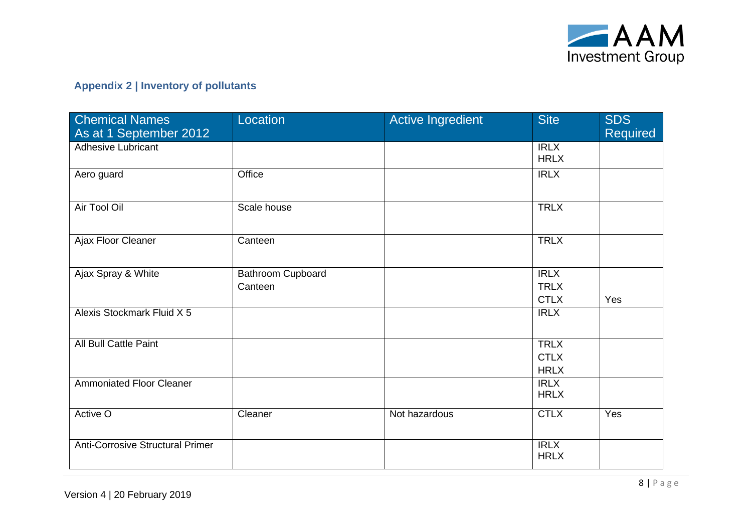## Appendix 2 | Inventory of pollutants

| Chemical Names As at 1 September 2012 | Location | Active Ingredient | Site | SDS Required |
|---|---|---|---|---|
| Adhesive Lubricant | | | IRLX HRLX | |
| Aero guard | Office | | IRLX | |
| Air Tool Oil | Scale house | | TRLX | |
| Ajax Floor Cleaner | Canteen | | TRLX | |
| Ajax Spray & White | Bathroom Cupboard Canteen | | IRLX TRLX CTLX | Yes |
| Alexis Stockmark Fluid X 5 | | | IRLX | |
| All Bull Cattle Paint | | | TRLX CTLX HRLX | |
| Ammoniated Floor Cleaner | | | IRLX HRLX | |
| Active O | Cleaner | Not hazardous | CTLX | Yes |
| Anti-Corrosive Structural Primer | | | IRLX HRLX | |

Version 4 | 20 February 2019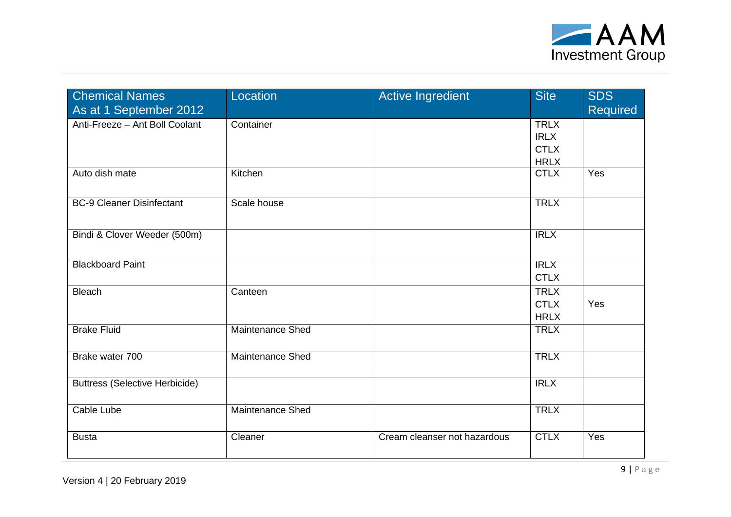| Chemical Names<br>As at 1 September 2012 | Location | Active Ingredient | Site | SDS Required |
|---|---|---|---|---|
| Anti-Freeze – Ant Boll Coolant | Container | | TRLX<br>IRLX<br>CTLX<br>HRLX | |
| Auto dish mate | Kitchen | | CTLX | Yes |
| BC-9 Cleaner Disinfectant | Scale house | | TRLX | |
| Bindi & Clover Weeder (500m) | | | IRLX | |
| Blackboard Paint | | | IRLX<br>CTLX | |
| Bleach | Canteen | | TRLX<br>CTLX<br>HRLX | Yes |
| Brake Fluid | Maintenance Shed | | TRLX | |
| Brake water 700 | Maintenance Shed | | TRLX | |
| Buttress (Selective Herbicide) | | | IRLX | |
| Cable Lube | Maintenance Shed | | TRLX | |
| Busta | Cleaner | Cream cleanser not hazardous | CTLX | Yes |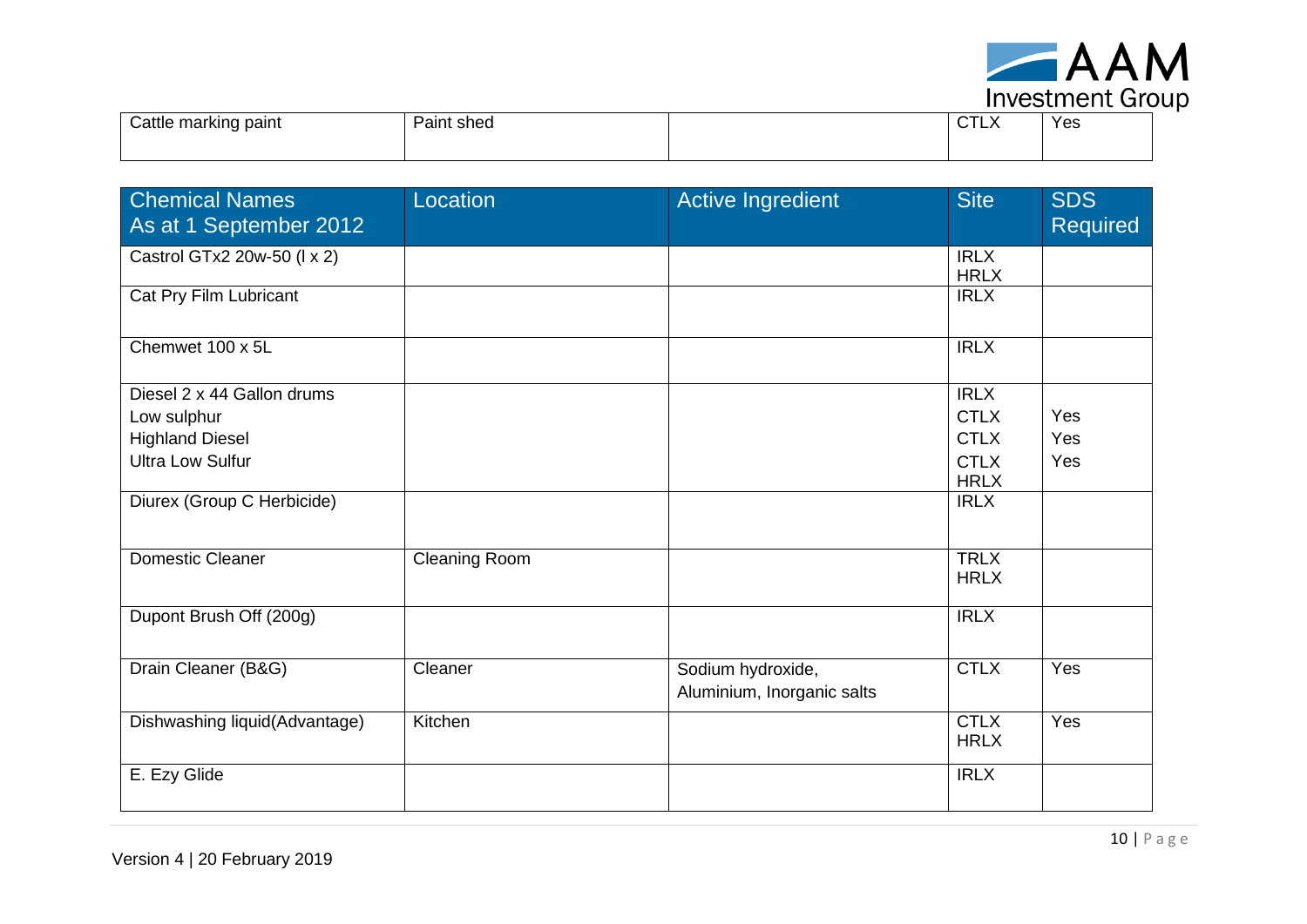| Cattle marking paint | Paint shed | | CTLX | Yes |
|---|---|---|---|---|

| Chemical Names<br>As at 1 September 2012 | Location | Active Ingredient | Site | SDS Required |
|---|---|---|---|---|
| Castrol GTx2 20w-50 (l x 2) | | | IRLX<br>HRLX | |
| Cat Pry Film Lubricant | | | IRLX | |
| Chemwet 100 x 5L | | | IRLX | |
| Diesel 2 x 44 Gallon drums<br>Low sulphur<br>Highland Diesel<br>Ultra Low Sulfur | | | IRLX<br>CTLX<br>CTLX<br>CTLX<br>HRLX | <br>Yes<br>Yes<br>Yes |
| Diurex (Group C Herbicide) | | | IRLX | |
| Domestic Cleaner | Cleaning Room | | TRLX<br>HRLX | |
| Dupont Brush Off (200g) | | | IRLX | |
| Drain Cleaner (B&G) | Cleaner | Sodium hydroxide,<br>Aluminium, Inorganic salts | CTLX | Yes |
| Dishwashing liquid(Advantage) | Kitchen | | CTLX<br>HRLX | Yes |
| E. Ezy Glide | | | IRLX | |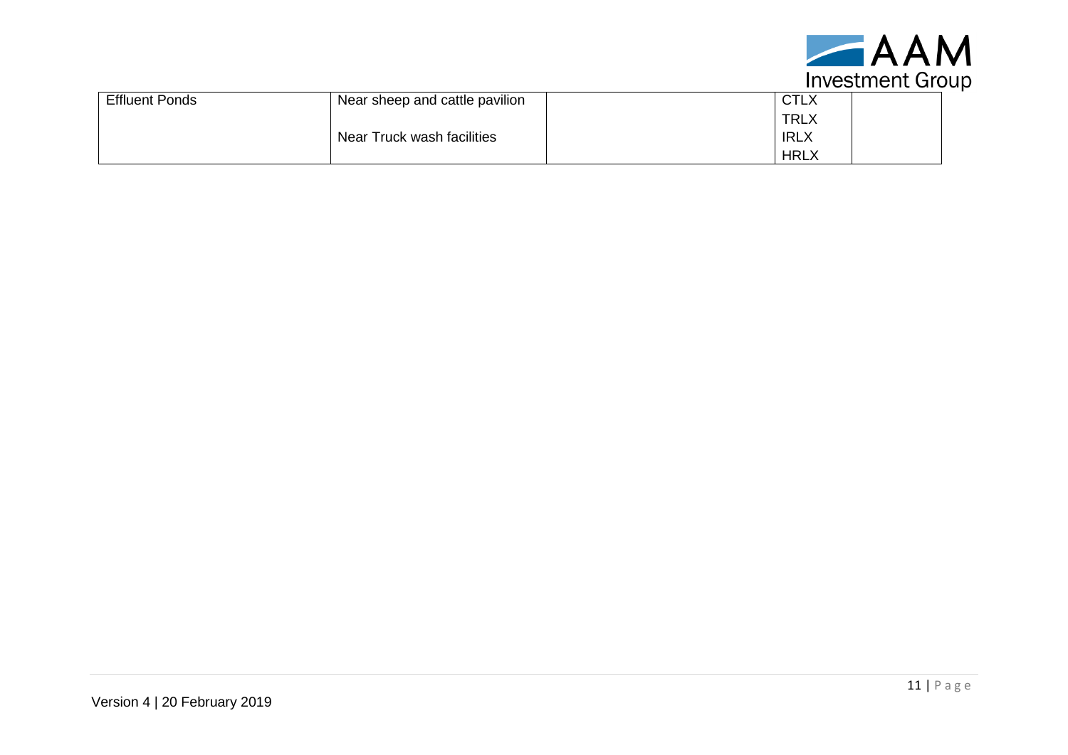| Effluent Ponds | Near sheep and cattle pavilion<br><br>Near Truck wash facilities | | CTLX<br>TRLX<br>IRLX<br>HRLX | |
| --- | --- | --- | --- | --- |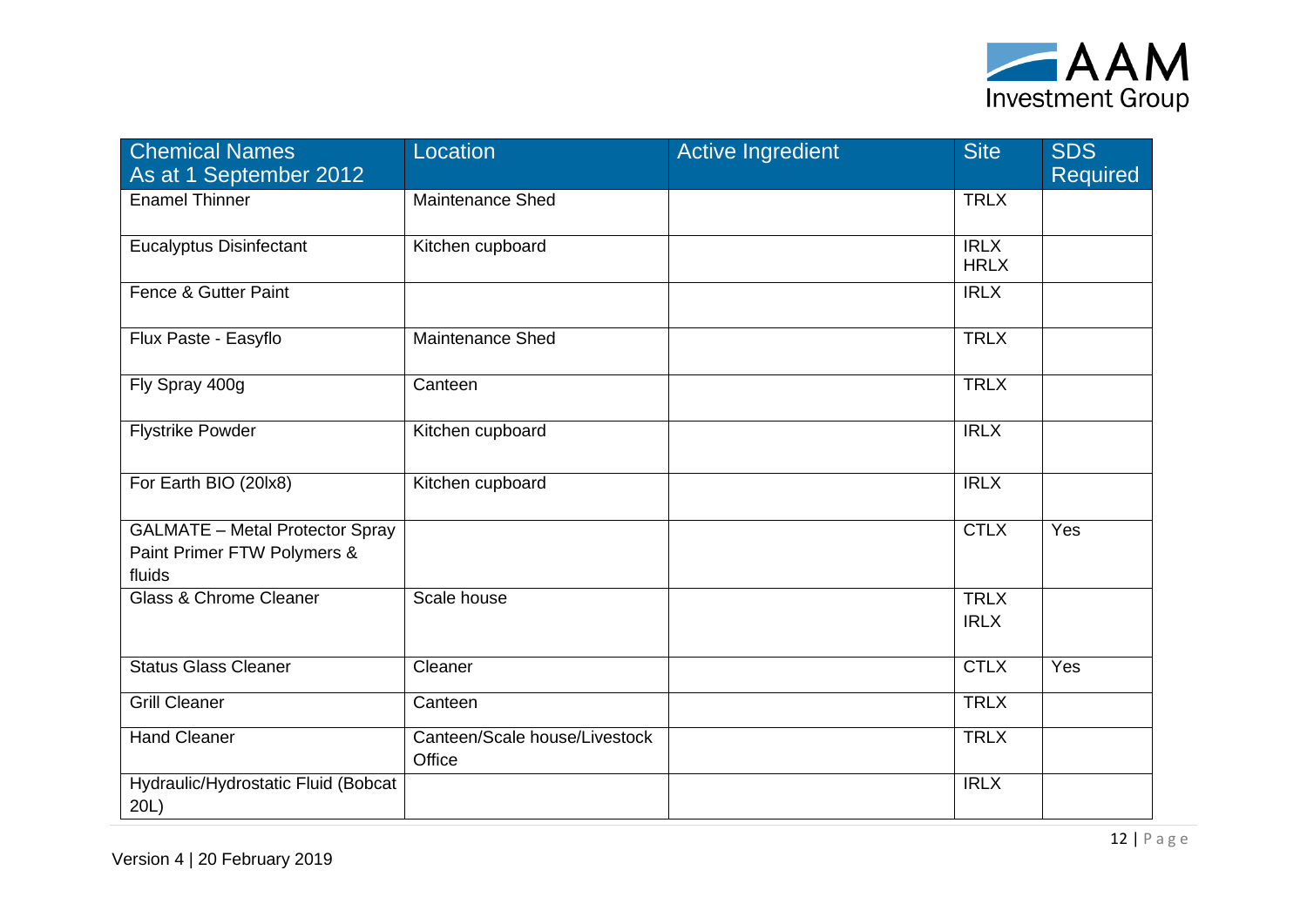| Chemical Names As at 1 September 2012 | Location | Active Ingredient | Site | SDS Required |
|---|---|---|---|---|
| Enamel Thinner | Maintenance Shed | | TRLX | |
| Eucalyptus Disinfectant | Kitchen cupboard | | IRLX HRLX | |
| Fence & Gutter Paint | | | IRLX | |
| Flux Paste - Easyflo | Maintenance Shed | | TRLX | |
| Fly Spray 400g | Canteen | | TRLX | |
| Flystrike Powder | Kitchen cupboard | | IRLX | |
| For Earth BIO (20lx8) | Kitchen cupboard | | IRLX | |
| GALMATE – Metal Protector Spray Paint Primer FTW Polymers & fluids | | | CTLX | Yes |
| Glass & Chrome Cleaner | Scale house | | TRLX IRLX | |
| Status Glass Cleaner | Cleaner | | CTLX | Yes |
| Grill Cleaner | Canteen | | TRLX | |
| Hand Cleaner | Canteen/Scale house/Livestock Office | | TRLX | |
| Hydraulic/Hydrostatic Fluid (Bobcat 20L) | | | IRLX | |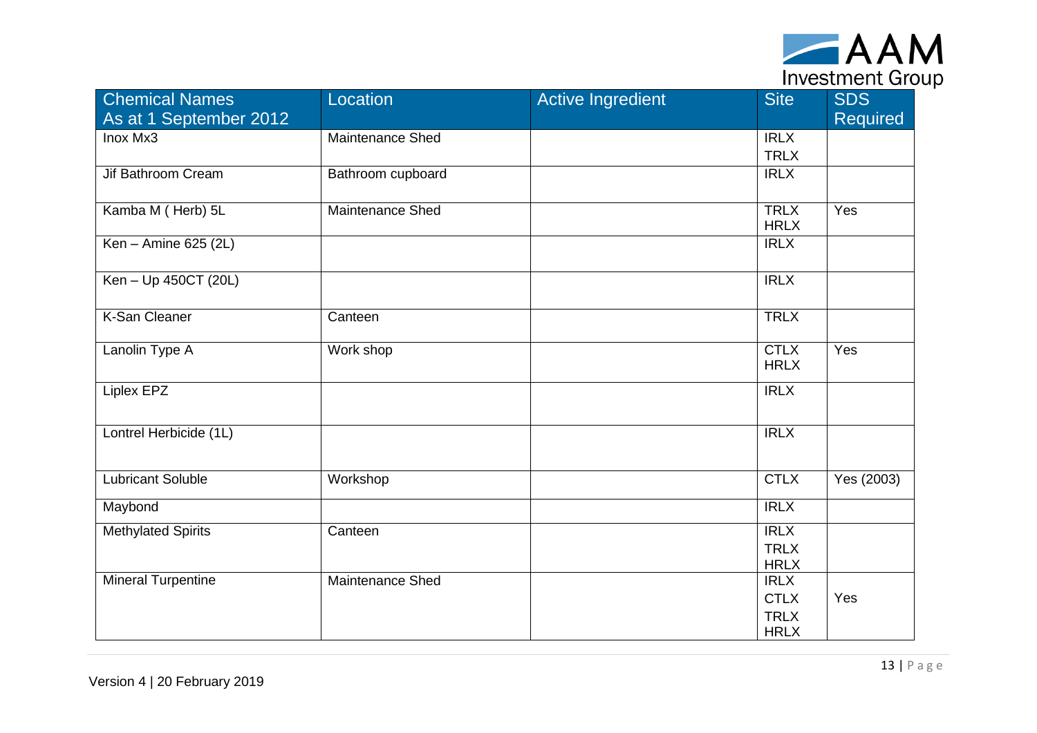| Chemical Names As at 1 September 2012 | Location | Active Ingredient | Site | SDS Required |
|---|---|---|---|---|
| Inox Mx3 | Maintenance Shed | | IRLX TRLX | |
| Jif Bathroom Cream | Bathroom cupboard | | IRLX | |
| Kamba M ( Herb) 5L | Maintenance Shed | | TRLX HRLX | Yes |
| Ken – Amine 625 (2L) | | | IRLX | |
| Ken – Up 450CT (20L) | | | IRLX | |
| K-San Cleaner | Canteen | | TRLX | |
| Lanolin Type A | Work shop | | CTLX HRLX | Yes |
| Liplex EPZ | | | IRLX | |
| Lontrel Herbicide (1L) | | | IRLX | |
| Lubricant Soluble | Workshop | | CTLX | Yes (2003) |
| Maybond | | | IRLX | |
| Methylated Spirits | Canteen | | IRLX TRLX HRLX | |
| Mineral Turpentine | Maintenance Shed | | IRLX CTLX TRLX HRLX | Yes |

Version 4 | 20 February 2019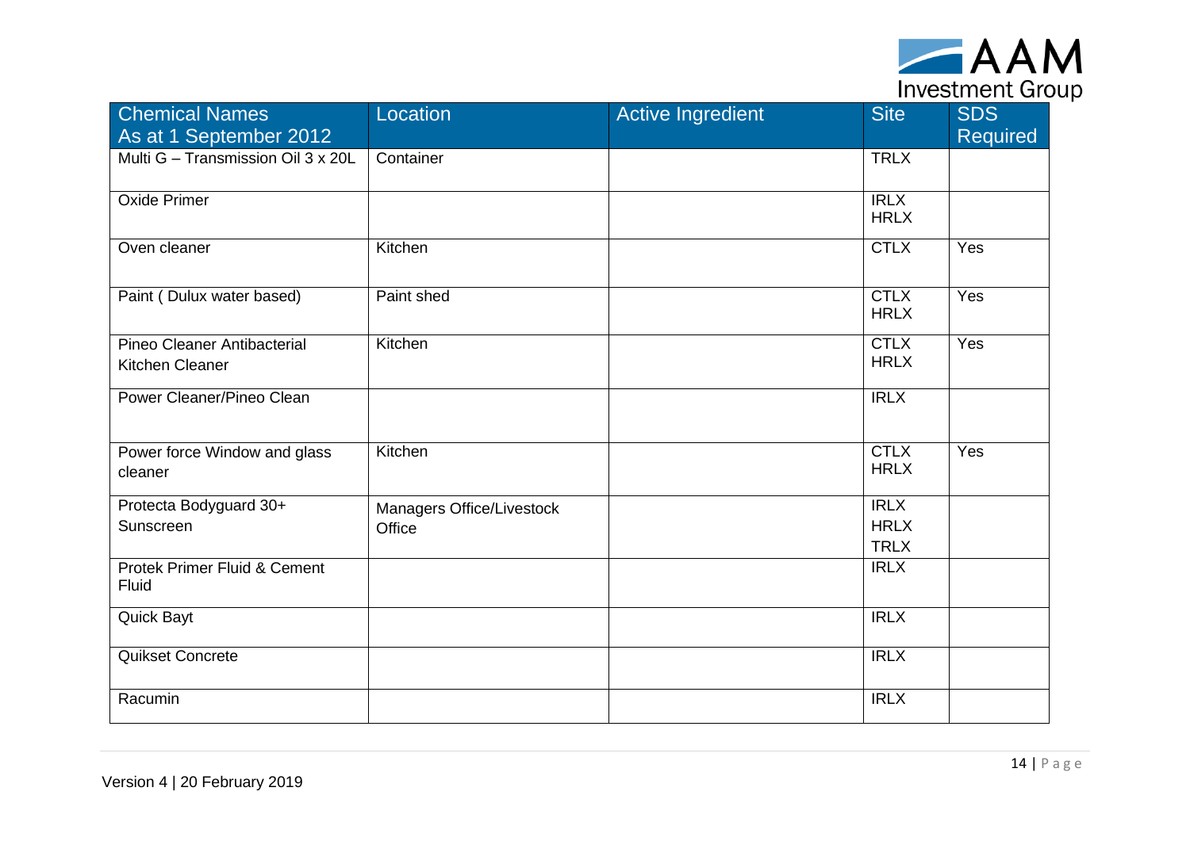| Chemical Names As at 1 September 2012 | Location | Active Ingredient | Site | SDS Required |
| --- | --- | --- | --- | --- |
| Multi G – Transmission Oil 3 x 20L | Container | | TRLX | |
| Oxide Primer | | | IRLX HRLX | |
| Oven cleaner | Kitchen | | CTLX | Yes |
| Paint ( Dulux water based) | Paint shed | | CTLX HRLX | Yes |
| Pineo Cleaner Antibacterial Kitchen Cleaner | Kitchen | | CTLX HRLX | Yes |
| Power Cleaner/Pineo Clean | | | IRLX | |
| Power force Window and glass cleaner | Kitchen | | CTLX HRLX | Yes |
| Protecta Bodyguard 30+ Sunscreen | Managers Office/Livestock Office | | IRLX HRLX TRLX | |
| Protek Primer Fluid & Cement Fluid | | | IRLX | |
| Quick Bayt | | | IRLX | |
| Quikset Concrete | | | IRLX | |
| Racumin | | | IRLX | |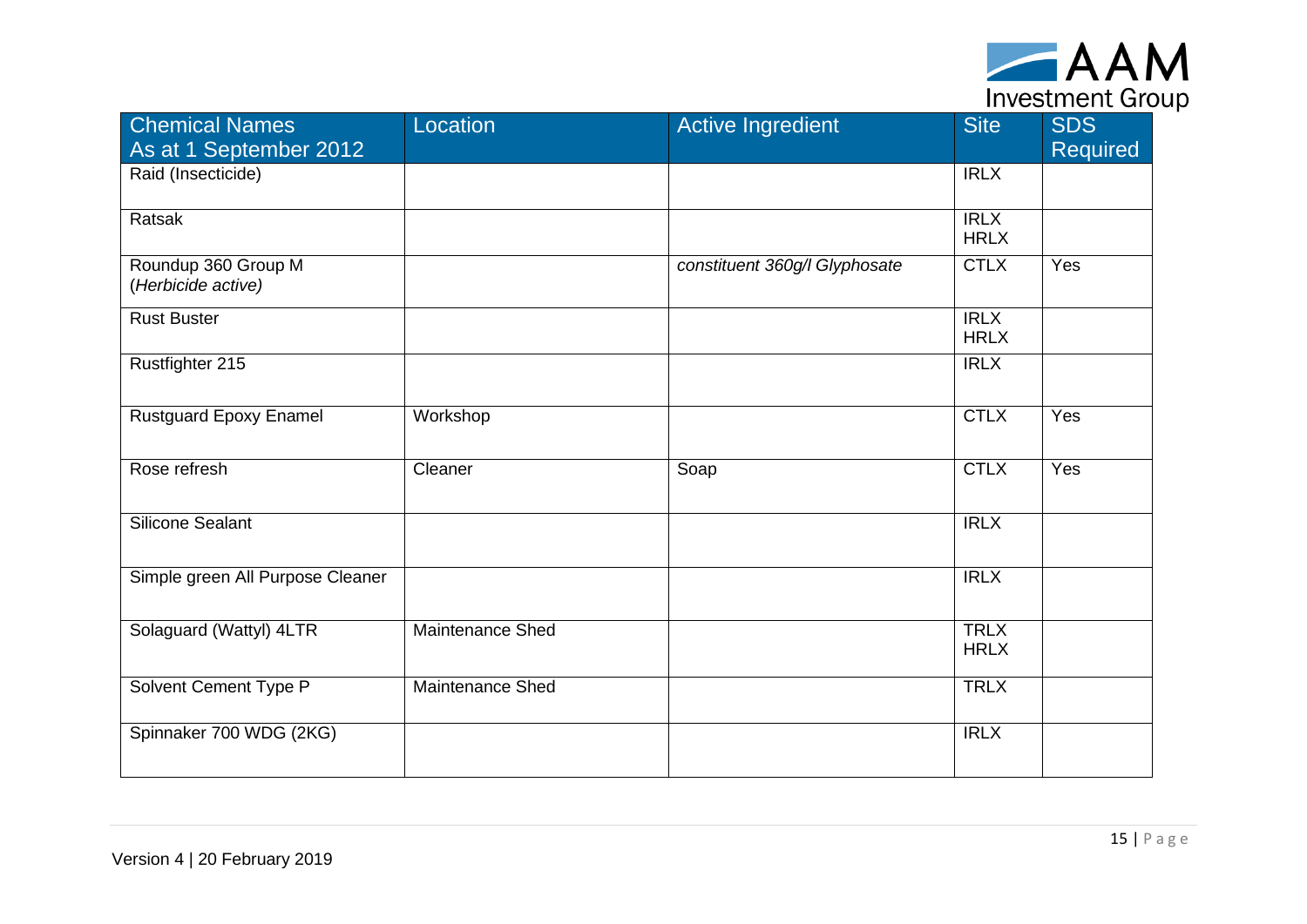| Chemical Names As at 1 September 2012 | Location | Active Ingredient | Site | SDS Required |
|---|---|---|---|---|
| Raid (Insecticide) | | | IRLX | |
| Ratsak | | | IRLX HRLX | |
| Roundup 360 Group M (*Herbicide active)* | | *constituent 360g/l Glyphosate* | CTLX | Yes |
| Rust Buster | | | IRLX HRLX | |
| Rustfighter 215 | | | IRLX | |
| Rustguard Epoxy Enamel | Workshop | | CTLX | Yes |
| Rose refresh | Cleaner | Soap | CTLX | Yes |
| Silicone Sealant | | | IRLX | |
| Simple green All Purpose Cleaner | | | IRLX | |
| Solaguard (Wattyl) 4LTR | Maintenance Shed | | TRLX HRLX | |
| Solvent Cement Type P | Maintenance Shed | | TRLX | |
| Spinnaker 700 WDG (2KG) | | | IRLX | |

Version 4 | 20 February 2019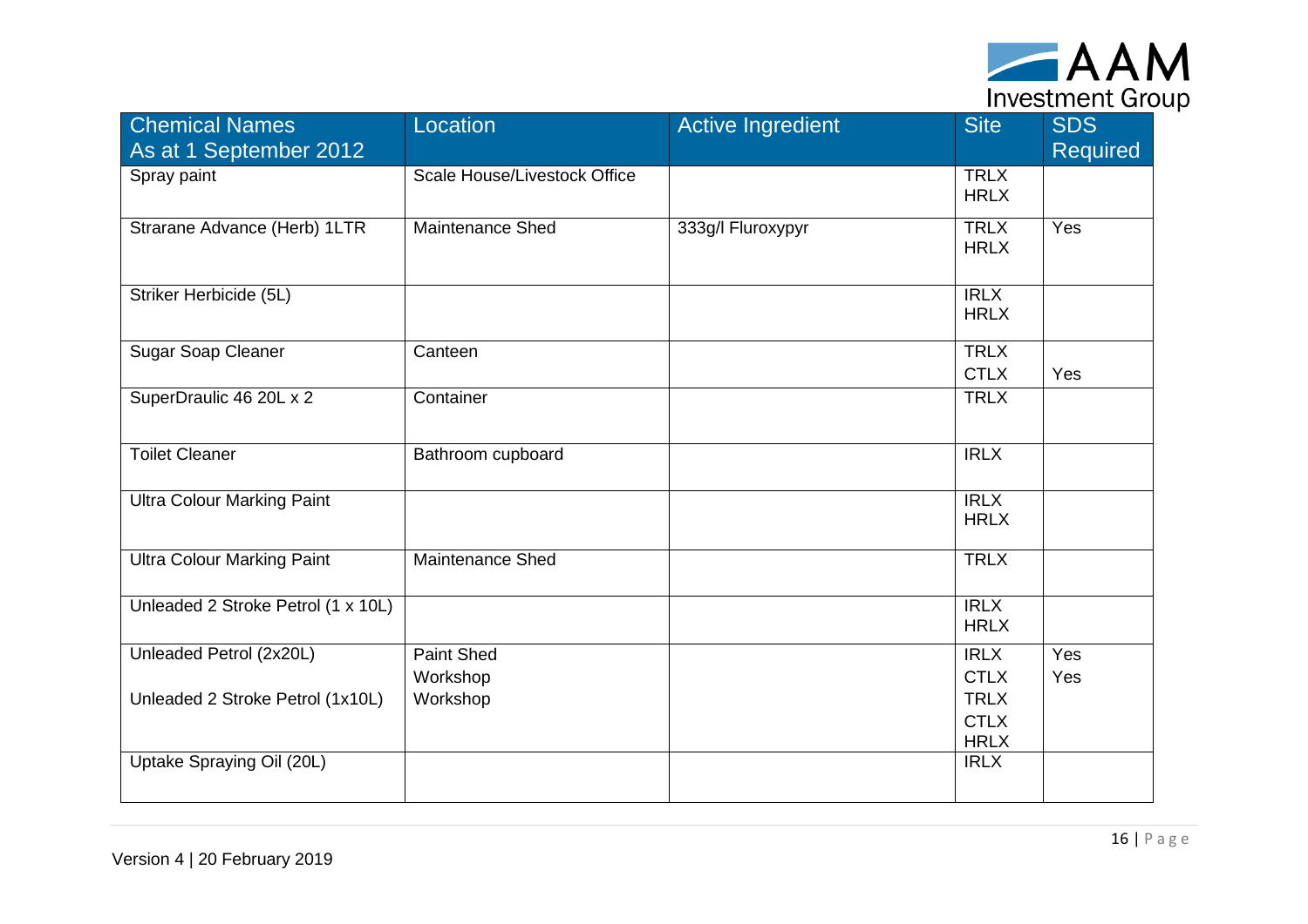| Chemical Names As at 1 September 2012 | Location | Active Ingredient | Site | SDS Required |
|---|---|---|---|---|
| Spray paint | Scale House/Livestock Office | | TRLX HRLX | |
| Strarane Advance (Herb) 1LTR | Maintenance Shed | 333g/l Fluroxypyr | TRLX HRLX | Yes |
| Striker Herbicide (5L) | | | IRLX HRLX | |
| Sugar Soap Cleaner | Canteen | | TRLX CTLX | Yes |
| SuperDraulic 46 20L x 2 | Container | | TRLX | |
| Toilet Cleaner | Bathroom cupboard | | IRLX | |
| Ultra Colour Marking Paint | | | IRLX HRLX | |
| Ultra Colour Marking Paint | Maintenance Shed | | TRLX | |
| Unleaded 2 Stroke Petrol (1 x 10L) | | | IRLX HRLX | |
| Unleaded Petrol (2x20L) | Paint Shed Workshop | | IRLX CTLX | Yes Yes |
| Unleaded 2 Stroke Petrol (1x10L) | Workshop | | TRLX CTLX HRLX | |
| Uptake Spraying Oil (20L) | | | IRLX | |

Version 4 | 20 February 2019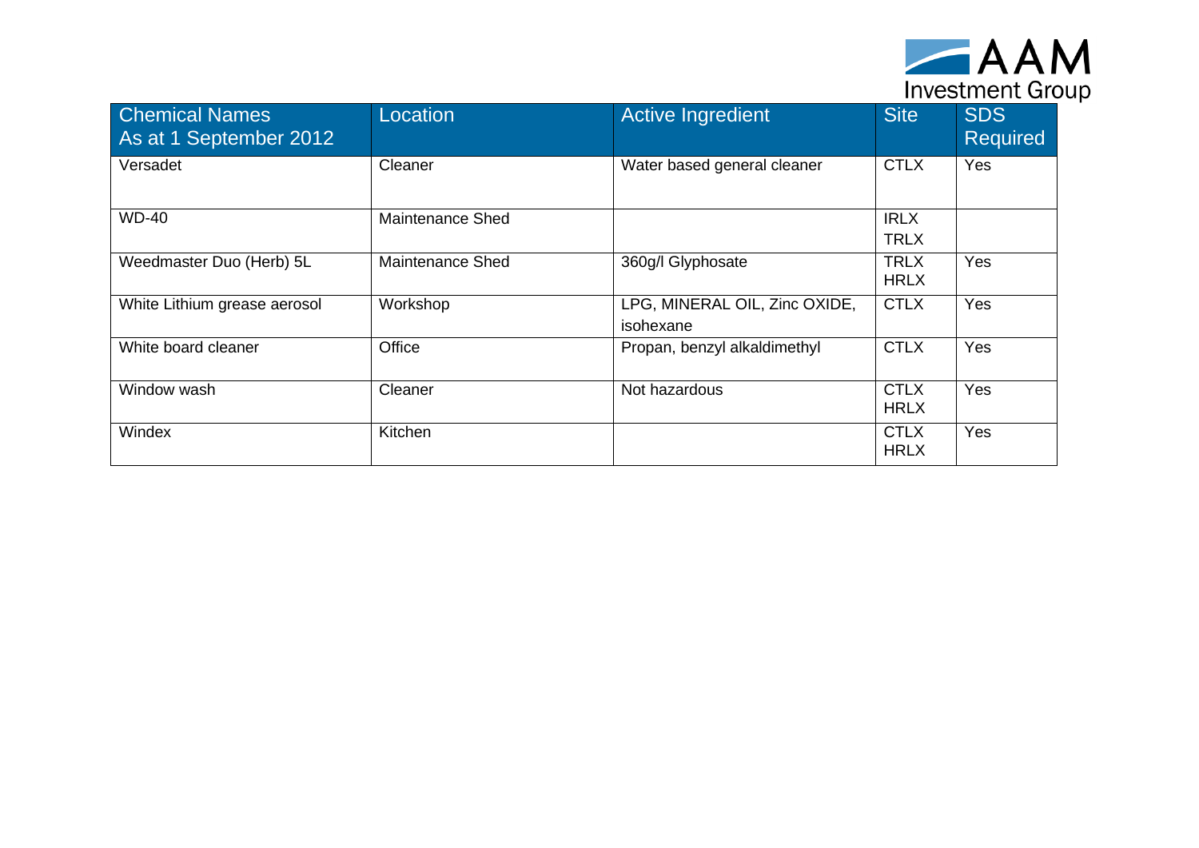| Chemical Names As at 1 September 2012 | Location | Active Ingredient | Site | SDS Required |
|---|---|---|---|---|
| Versadet | Cleaner | Water based general cleaner | CTLX | Yes |
| WD-40 | Maintenance Shed | | IRLX TRLX | |
| Weedmaster Duo (Herb) 5L | Maintenance Shed | 360g/l Glyphosate | TRLX HRLX | Yes |
| White Lithium grease aerosol | Workshop | LPG, MINERAL OIL, Zinc OXIDE, isohexane | CTLX | Yes |
| White board cleaner | Office | Propan, benzyl alkaldimethyl | CTLX | Yes |
| Window wash | Cleaner | Not hazardous | CTLX HRLX | Yes |
| Windex | Kitchen | | CTLX HRLX | Yes |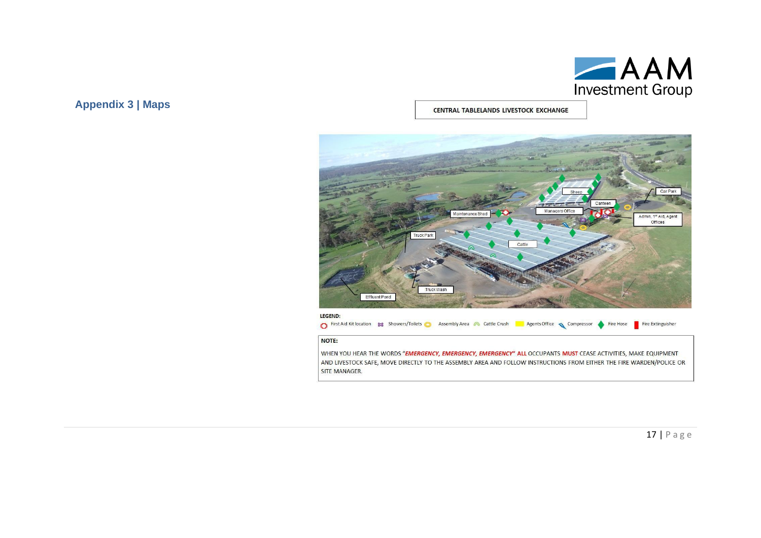## Appendix 3 | Maps

**CENTRAL TABLELANDS LIVESTOCK EXCHANGE**

**LEGEND:**

First Aid Kit location | Showers/Toilets | Assembly Area | Cattle Crush | Agents Office | Compressor | Fire Hose | Fire Extinguisher

**NOTE:**

WHEN YOU HEAR THE WORDS "***EMERGENCY, EMERGENCY, EMERGENCY***" **ALL** OCCUPANTS **MUST** CEASE ACTIVITIES, MAKE EQUIPMENT AND LIVESTOCK SAFE, MOVE DIRECTLY TO THE ASSEMBLY AREA AND FOLLOW INSTRUCTIONS FROM EITHER THE FIRE WARDEN/POLICE OR SITE MANAGER.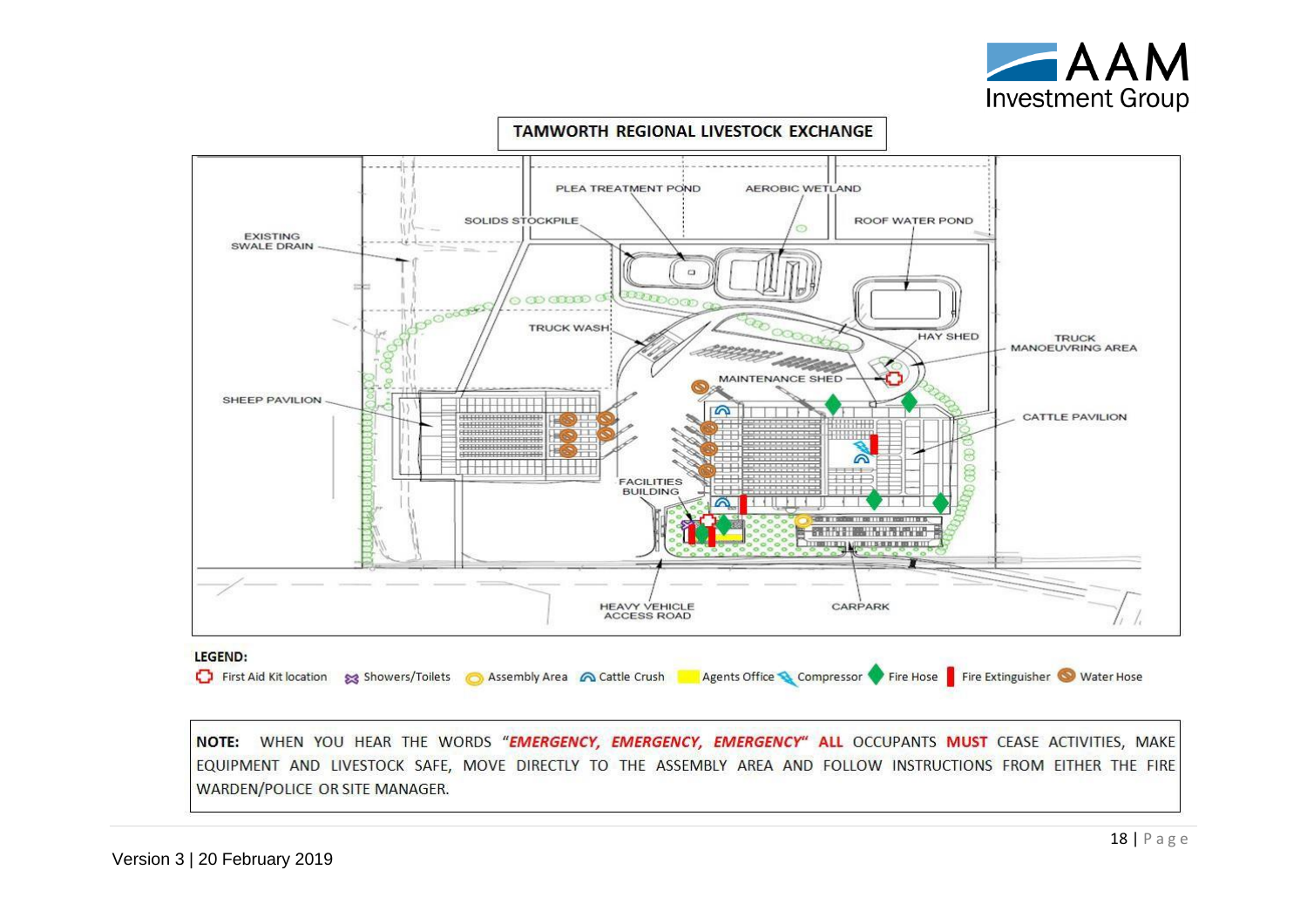## TAMWORTH REGIONAL LIVESTOCK EXCHANGE

PLEA TREATMENT POND
AEROBIC WETLAND
SOLIDS STOCKPILE
ROOF WATER POND
EXISTING SWALE DRAIN
TRUCK WASH
HAY SHED
TRUCK MANOEUVRING AREA
MAINTENANCE SHED
SHEEP PAVILION
CATTLE PAVILION
FACILITIES BUILDING
HEAVY VEHICLE ACCESS ROAD
CARPARK

**LEGEND:**

First Aid Kit location | Showers/Toilets | Assembly Area | Cattle Crush | Agents Office | Compressor | Fire Hose | Fire Extinguisher | Water Hose

**NOTE:** WHEN YOU HEAR THE WORDS "***EMERGENCY, EMERGENCY, EMERGENCY***" **ALL** OCCUPANTS **MUST** CEASE ACTIVITIES, MAKE EQUIPMENT AND LIVESTOCK SAFE, MOVE DIRECTLY TO THE ASSEMBLY AREA AND FOLLOW INSTRUCTIONS FROM EITHER THE FIRE WARDEN/POLICE OR SITE MANAGER.

Version 3 | 20 February 2019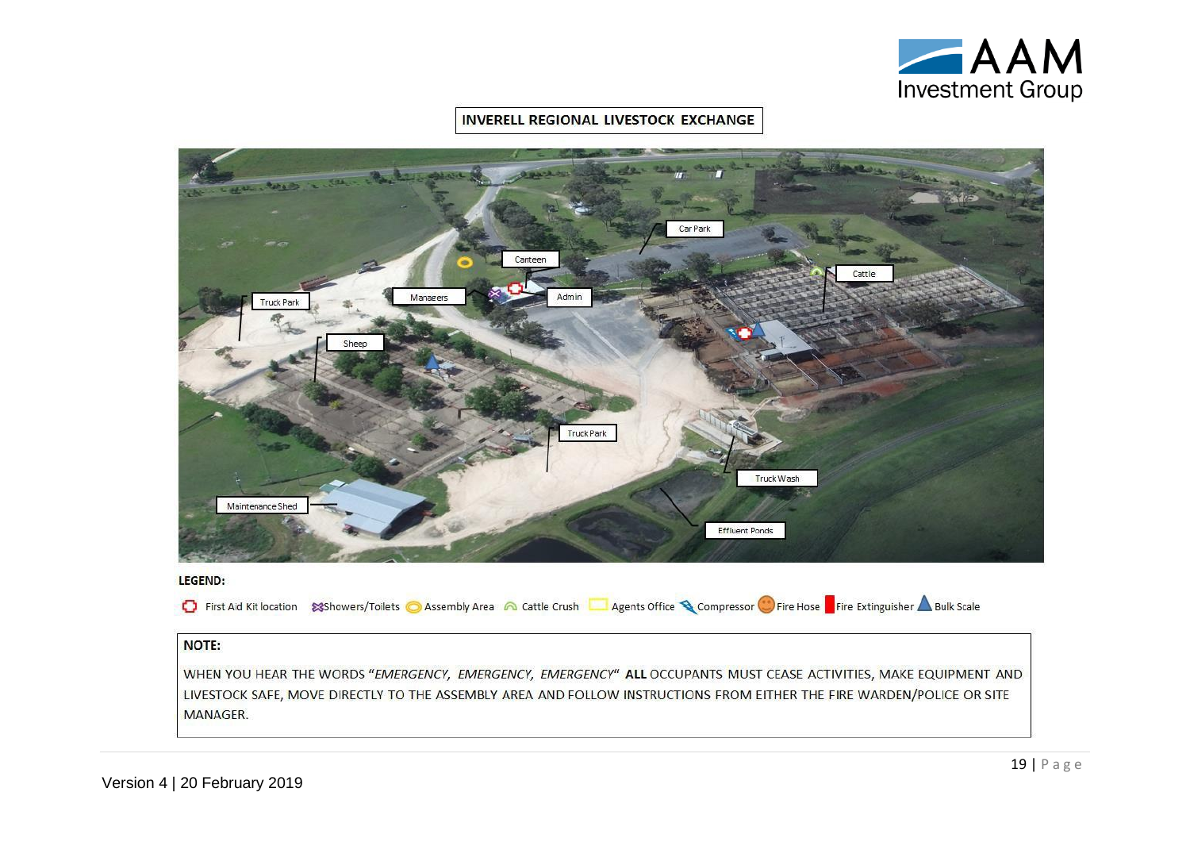**INVERELL REGIONAL LIVESTOCK EXCHANGE**

Car Park

Canteen

Cattle

Truck Park

Managers

Admin

Sheep

Truck Park

Truck Wash

Maintenance Shed

Effluent Ponds

**LEGEND:**

First Aid Kit location | Showers/Toilets | Assembly Area | Cattle Crush | Agents Office | Compressor | Fire Hose | Fire Extinguisher | Bulk Scale

**NOTE:**

WHEN YOU HEAR THE WORDS "*EMERGENCY, EMERGENCY, EMERGENCY*" **ALL** OCCUPANTS MUST CEASE ACTIVITIES, MAKE EQUIPMENT AND LIVESTOCK SAFE, MOVE DIRECTLY TO THE ASSEMBLY AREA AND FOLLOW INSTRUCTIONS FROM EITHER THE FIRE WARDEN/POLICE OR SITE MANAGER.

Version 4 | 20 February 2019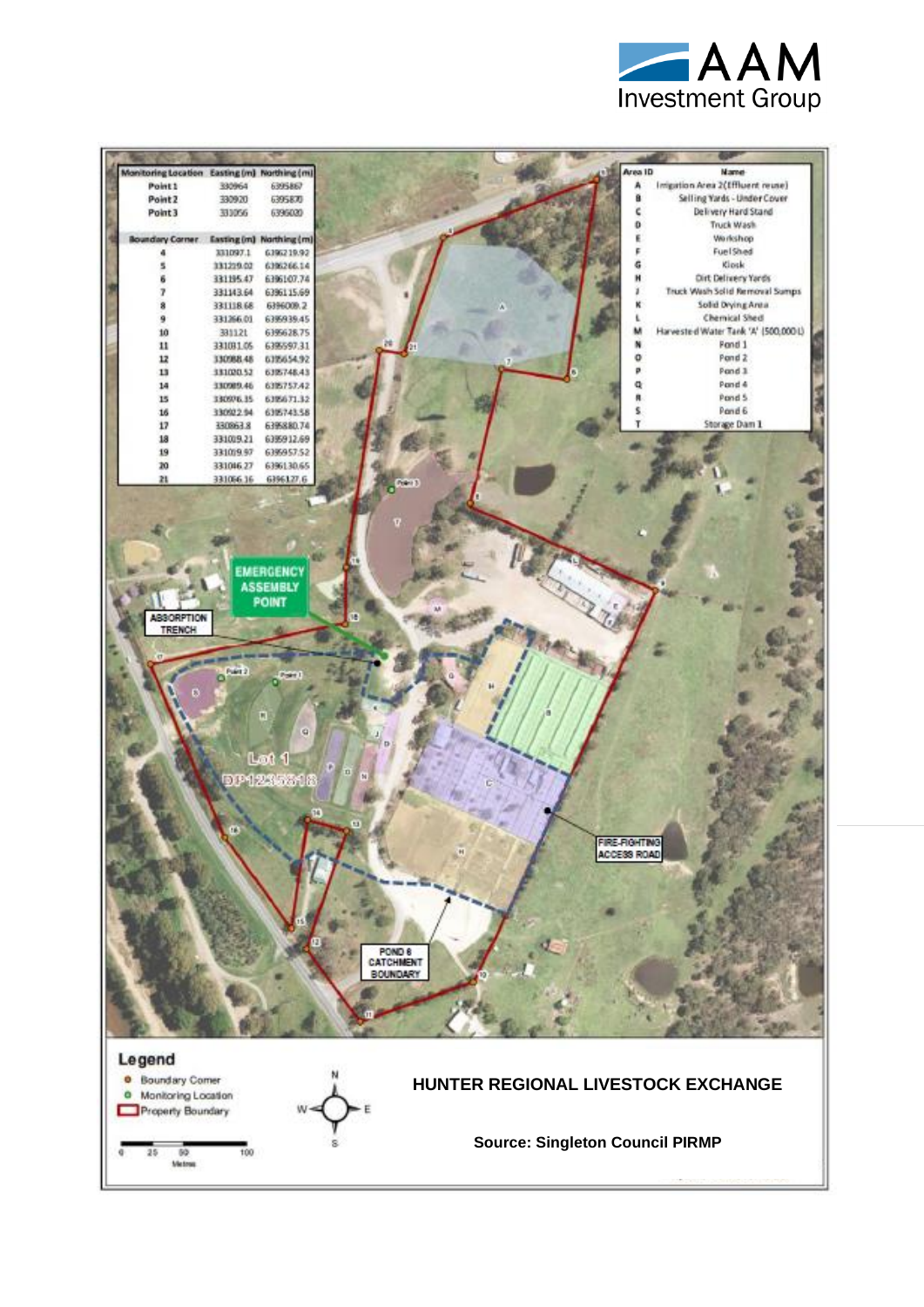| Monitoring Location | Easting (m) | Northing (m) |
|---|---|---|
| Point 1 | 330964 | 6395867 |
| Point 2 | 330920 | 6395870 |
| Point 3 | 331056 | 6396020 |

| Boundary Corner | Easting (m) | Northing (m) |
|---|---|---|
| 4 | 331097.1 | 6396219.92 |
| 5 | 331219.02 | 6396266.14 |
| 6 | 331195.47 | 6396107.74 |
| 7 | 331143.64 | 6396115.69 |
| 8 | 331118.68 | 6396009.2 |
| 9 | 331266.01 | 6395939.45 |
| 10 | 331121 | 6395628.75 |
| 11 | 331031.05 | 6395597.31 |
| 12 | 330988.48 | 6395654.92 |
| 13 | 331020.52 | 6395748.43 |
| 14 | 330989.46 | 6395757.42 |
| 15 | 330976.35 | 6395671.32 |
| 16 | 330922.94 | 6395743.58 |
| 17 | 330863.8 | 6395880.74 |
| 18 | 331019.21 | 6395912.69 |
| 19 | 331019.97 | 6395957.52 |
| 20 | 331046.27 | 6396130.65 |
| 21 | 331066.16 | 6396127.6 |

| Area ID | Name |
|---|---|
| A | Irrigation Area 2 (Effluent reuse) |
| B | Selling Yards - Under Cover |
| C | Delivery Hard Stand |
| D | Truck Wash |
| E | Workshop |
| F | Fuel Shed |
| G | Kiosk |
| H | Dirt Delivery Yards |
| J | Truck Wash Solid Removal Sumps |
| K | Solid Drying Area |
| L | Chemical Shed |
| M | Harvested Water Tank 'A' (500,000 L) |
| N | Pond 1 |
| O | Pond 2 |
| P | Pond 3 |
| Q | Pond 4 |
| R | Pond 5 |
| S | Pond 6 |
| T | Storage Dam 1 |

EMERGENCY ASSEMBLY POINT

ABSORPTION TRENCH

FIRE-FIGHTING ACCESS ROAD

POND 6 CATCHMENT BOUNDARY

Lot 1 DP1235818

Legend

- Boundary Corner
- Monitoring Location
- Property Boundary

0 25 50 100 Metres

N E S W

**HUNTER REGIONAL LIVESTOCK EXCHANGE**

**Source: Singleton Council PIRMP**